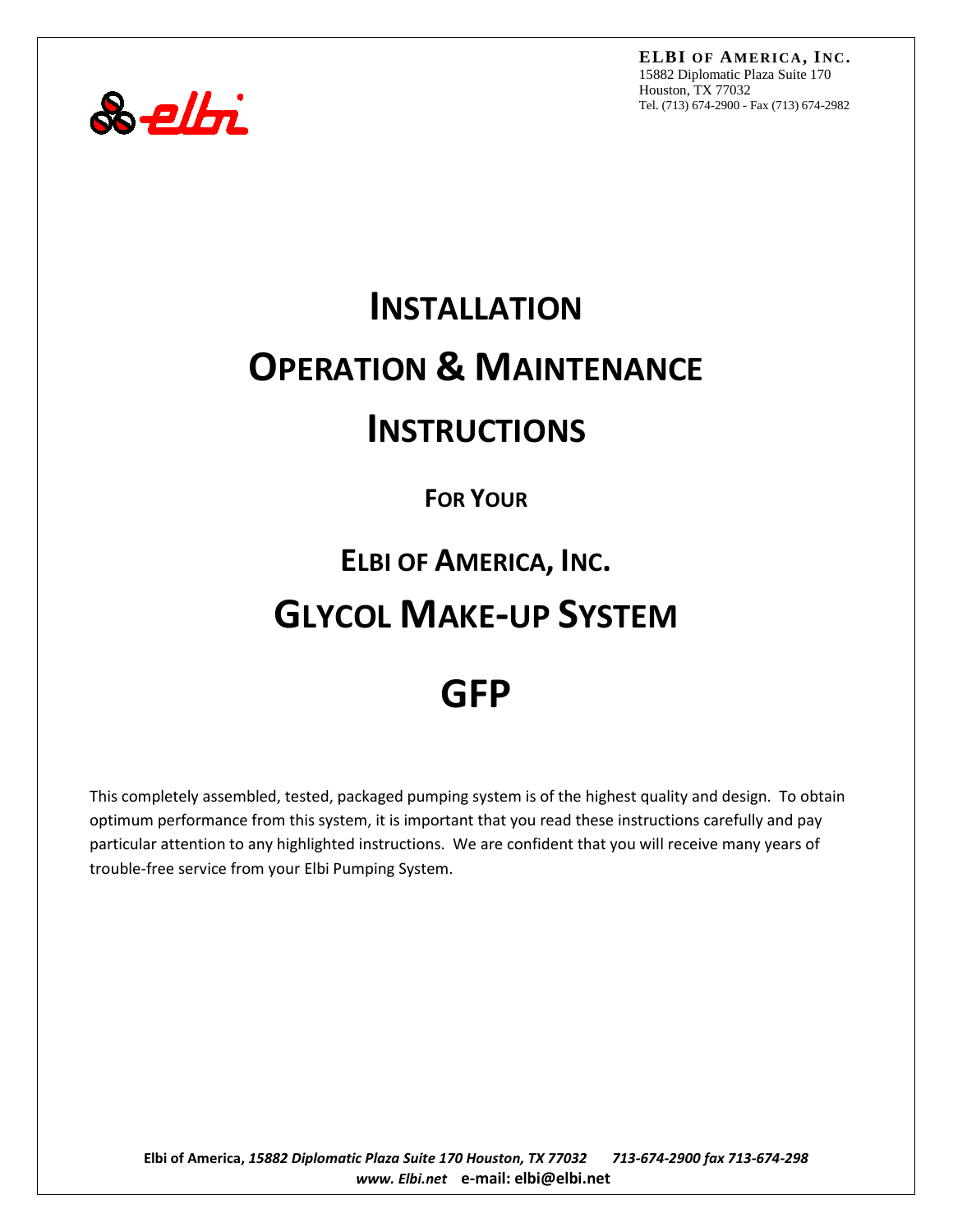**ELBI OF AMERICA, INC.**
15882 Diplomatic Plaza Suite 170
Houston, TX 77032
Tel. (713) 674-2900 - Fax (713) 674-2982

# INSTALLATION

# OPERATION & MAINTENANCE

# INSTRUCTIONS

### FOR YOUR

## ELBI OF AMERICA, INC.

# GLYCOL MAKE-UP SYSTEM

# GFP

This completely assembled, tested, packaged pumping system is of the highest quality and design. To obtain optimum performance from this system, it is important that you read these instructions carefully and pay particular attention to any highlighted instructions. We are confident that you will receive many years of trouble-free service from your Elbi Pumping System.

**Elbi of America,** ***15882 Diplomatic Plaza Suite 170 Houston, TX 77032 713-674-2900 fax 713-674-298***
***www. Elbi.net*** **e-mail: elbi@elbi.net**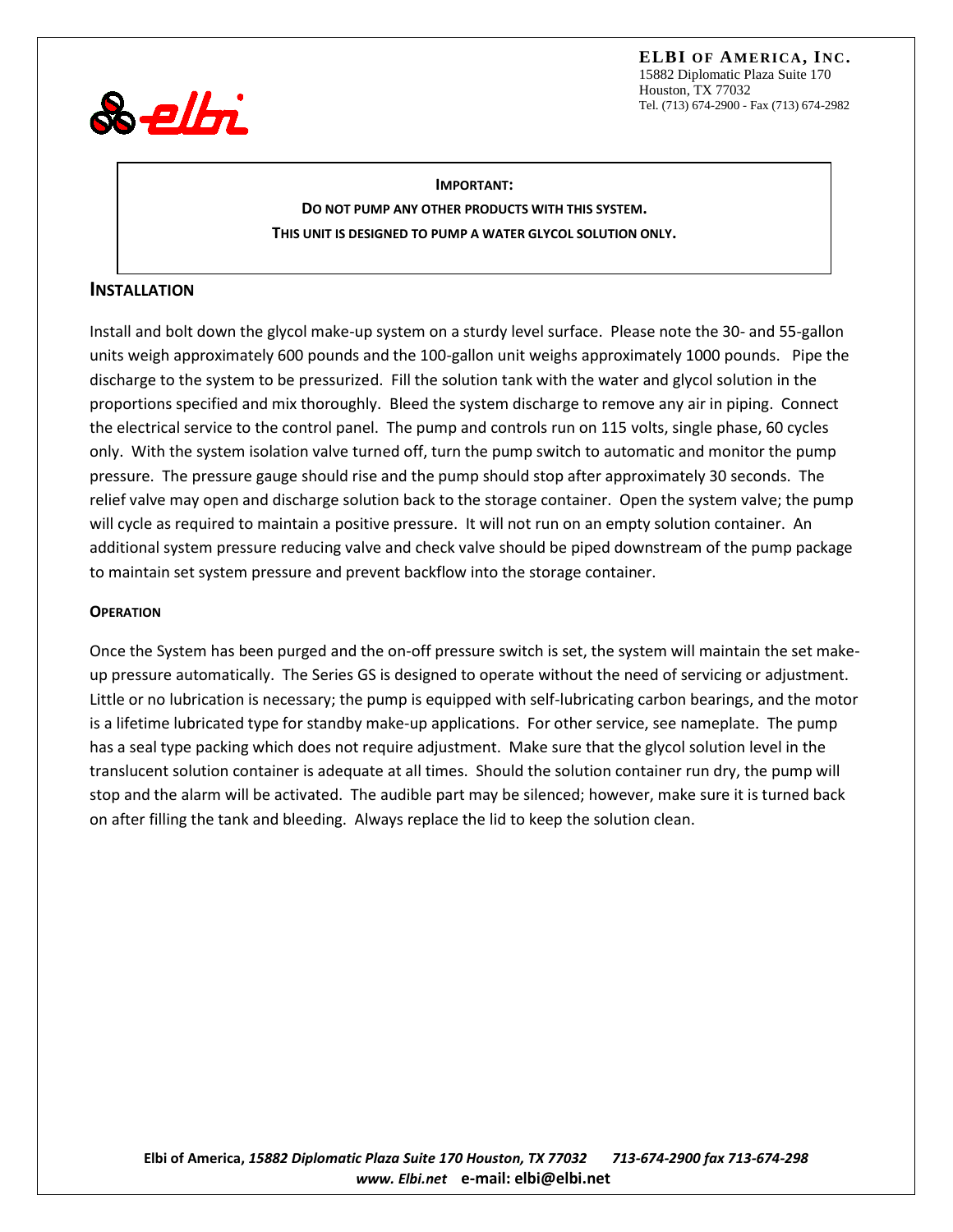**ELBI OF AMERICA, INC.**
15882 Diplomatic Plaza Suite 170
Houston, TX 77032
Tel. (713) 674-2900 - Fax (713) 674-2982

**IMPORTANT:**

**DO NOT PUMP ANY OTHER PRODUCTS WITH THIS SYSTEM.**

**THIS UNIT IS DESIGNED TO PUMP A WATER GLYCOL SOLUTION ONLY.**

## INSTALLATION

Install and bolt down the glycol make-up system on a sturdy level surface. Please note the 30- and 55-gallon units weigh approximately 600 pounds and the 100-gallon unit weighs approximately 1000 pounds. Pipe the discharge to the system to be pressurized. Fill the solution tank with the water and glycol solution in the proportions specified and mix thoroughly. Bleed the system discharge to remove any air in piping. Connect the electrical service to the control panel. The pump and controls run on 115 volts, single phase, 60 cycles only. With the system isolation valve turned off, turn the pump switch to automatic and monitor the pump pressure. The pressure gauge should rise and the pump should stop after approximately 30 seconds. The relief valve may open and discharge solution back to the storage container. Open the system valve; the pump will cycle as required to maintain a positive pressure. It will not run on an empty solution container. An additional system pressure reducing valve and check valve should be piped downstream of the pump package to maintain set system pressure and prevent backflow into the storage container.

### OPERATION

Once the System has been purged and the on-off pressure switch is set, the system will maintain the set make-up pressure automatically. The Series GS is designed to operate without the need of servicing or adjustment. Little or no lubrication is necessary; the pump is equipped with self-lubricating carbon bearings, and the motor is a lifetime lubricated type for standby make-up applications. For other service, see nameplate. The pump has a seal type packing which does not require adjustment. Make sure that the glycol solution level in the translucent solution container is adequate at all times. Should the solution container run dry, the pump will stop and the alarm will be activated. The audible part may be silenced; however, make sure it is turned back on after filling the tank and bleeding. Always replace the lid to keep the solution clean.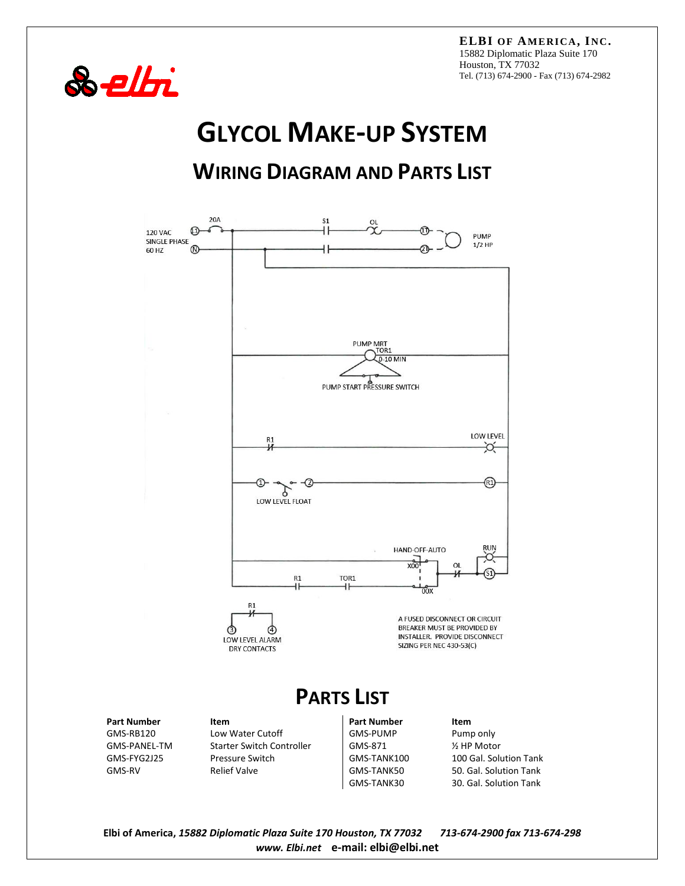**ELBI OF AMERICA, INC.**
15882 Diplomatic Plaza Suite 170
Houston, TX 77032
Tel. (713) 674-2900 - Fax (713) 674-2982

# GLYCOL MAKE-UP SYSTEM

## WIRING DIAGRAM AND PARTS LIST

120 VAC
SINGLE PHASE
60 HZ

20A

S1

OL

PUMP
1/2 HP

PUMP MRT
TOR1
0-10 MIN

PUMP START PRESSURE SWITCH

R1

LOW LEVEL

LOW LEVEL FLOAT

R1

HAND-OFF-AUTO

RUN

X00

OL

S1

R1

TOR1

00X

R1

LOW LEVEL ALARM
DRY CONTACTS

A FUSED DISCONNECT OR CIRCUIT BREAKER MUST BE PROVIDED BY INSTALLER. PROVIDE DISCONNECT SIZING PER NEC 430-53(C)

## PARTS LIST

| Part Number | Item | Part Number | Item |
|---|---|---|---|
| GMS-RB120 | Low Water Cutoff | GMS-PUMP | Pump only |
| GMS-PANEL-TM | Starter Switch Controller | GMS-871 | ½ HP Motor |
| GMS-FYG2J25 | Pressure Switch | GMS-TANK100 | 100 Gal. Solution Tank |
| GMS-RV | Relief Valve | GMS-TANK50 | 50. Gal. Solution Tank |
| | | GMS-TANK30 | 30. Gal. Solution Tank |

**Elbi of America,** ***15882 Diplomatic Plaza Suite 170 Houston, TX 77032 713-674-2900 fax 713-674-298***
***www. Elbi.net*** **e-mail: elbi@elbi.net**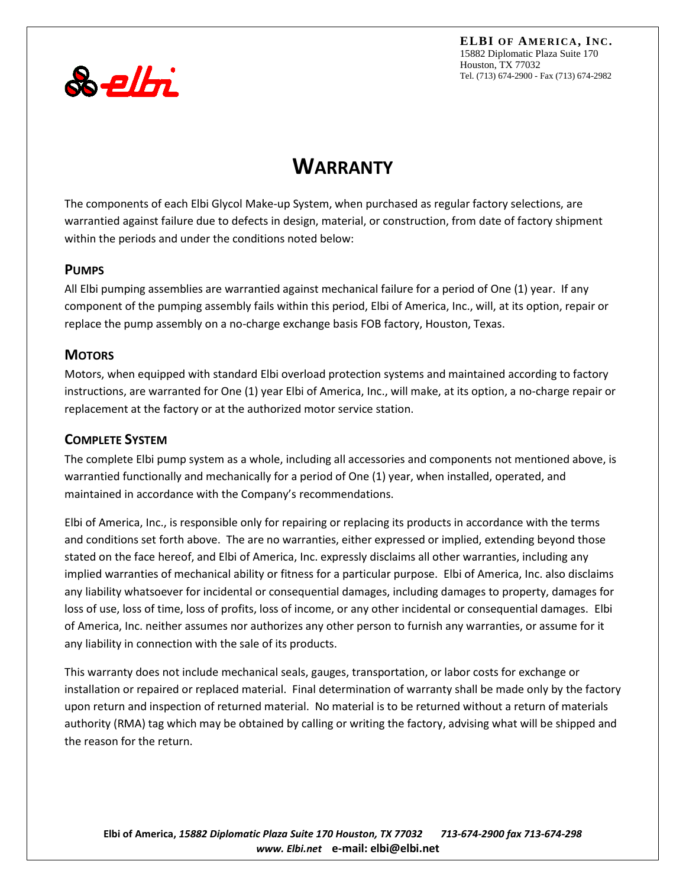**ELBI OF AMERICA, INC.**
15882 Diplomatic Plaza Suite 170
Houston, TX 77032
Tel. (713) 674-2900 - Fax (713) 674-2982

# WARRANTY

The components of each Elbi Glycol Make-up System, when purchased as regular factory selections, are warrantied against failure due to defects in design, material, or construction, from date of factory shipment within the periods and under the conditions noted below:

## PUMPS

All Elbi pumping assemblies are warrantied against mechanical failure for a period of One (1) year. If any component of the pumping assembly fails within this period, Elbi of America, Inc., will, at its option, repair or replace the pump assembly on a no-charge exchange basis FOB factory, Houston, Texas.

## MOTORS

Motors, when equipped with standard Elbi overload protection systems and maintained according to factory instructions, are warranted for One (1) year Elbi of America, Inc., will make, at its option, a no-charge repair or replacement at the factory or at the authorized motor service station.

## COMPLETE SYSTEM

The complete Elbi pump system as a whole, including all accessories and components not mentioned above, is warrantied functionally and mechanically for a period of One (1) year, when installed, operated, and maintained in accordance with the Company's recommendations.

Elbi of America, Inc., is responsible only for repairing or replacing its products in accordance with the terms and conditions set forth above. The are no warranties, either expressed or implied, extending beyond those stated on the face hereof, and Elbi of America, Inc. expressly disclaims all other warranties, including any implied warranties of mechanical ability or fitness for a particular purpose. Elbi of America, Inc. also disclaims any liability whatsoever for incidental or consequential damages, including damages to property, damages for loss of use, loss of time, loss of profits, loss of income, or any other incidental or consequential damages. Elbi of America, Inc. neither assumes nor authorizes any other person to furnish any warranties, or assume for it any liability in connection with the sale of its products.

This warranty does not include mechanical seals, gauges, transportation, or labor costs for exchange or installation or repaired or replaced material. Final determination of warranty shall be made only by the factory upon return and inspection of returned material. No material is to be returned without a return of materials authority (RMA) tag which may be obtained by calling or writing the factory, advising what will be shipped and the reason for the return.

**Elbi of America,** ***15882 Diplomatic Plaza Suite 170 Houston, TX 77032 713-674-2900 fax 713-674-298***
***www. Elbi.net*** **e-mail: elbi@elbi.net**